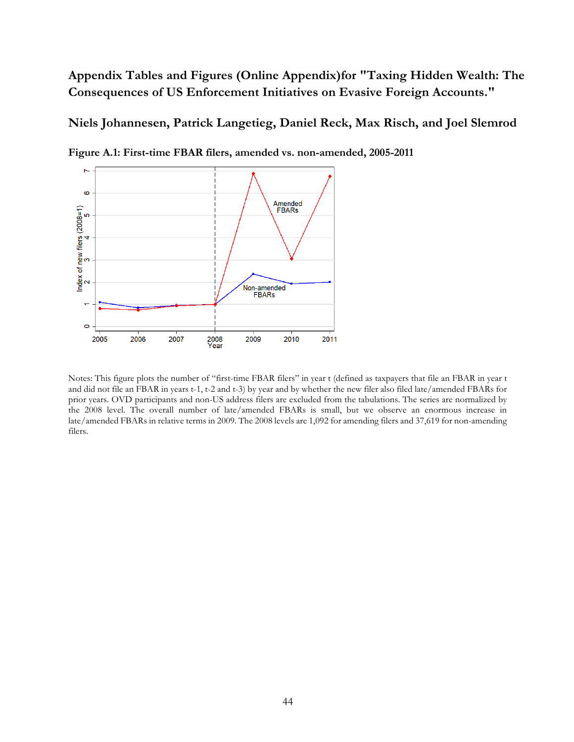## Appendix Tables and Figures (Online Appendix)for "Taxing Hidden Wealth: The Consequences of US Enforcement Initiatives on Evasive Foreign Accounts."

## Niels Johannesen, Patrick Langetieg, Daniel Reck, Max Risch, and Joel Slemrod

**Figure A.1: First-time FBAR filers, amended vs. non-amended, 2005-2011**

Notes: This figure plots the number of "first-time FBAR filers" in year t (defined as taxpayers that file an FBAR in year t and did not file an FBAR in years t-1, t-2 and t-3) by year and by whether the new filer also filed late/amended FBARs for prior years. OVD participants and non-US address filers are excluded from the tabulations. The series are normalized by the 2008 level. The overall number of late/amended FBARs is small, but we observe an enormous increase in late/amended FBARs in relative terms in 2009. The 2008 levels are 1,092 for amending filers and 37,619 for non-amending filers.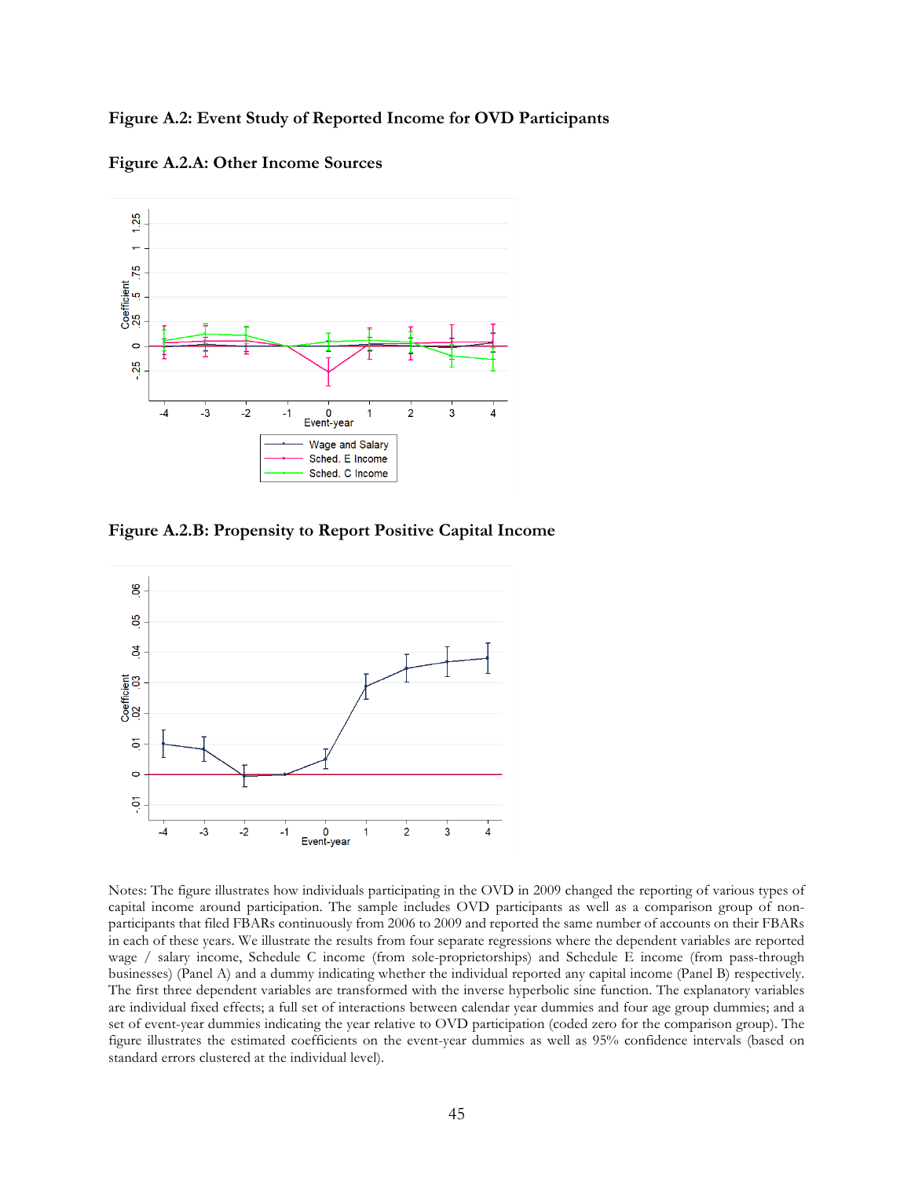# Figure A.2: Event Study of Reported Income for OVD Participants

## Figure A.2.A: Other Income Sources

## Figure A.2.B: Propensity to Report Positive Capital Income

Notes: The figure illustrates how individuals participating in the OVD in 2009 changed the reporting of various types of capital income around participation. The sample includes OVD participants as well as a comparison group of non-participants that filed FBARs continuously from 2006 to 2009 and reported the same number of accounts on their FBARs in each of these years. We illustrate the results from four separate regressions where the dependent variables are reported wage / salary income, Schedule C income (from sole-proprietorships) and Schedule E income (from pass-through businesses) (Panel A) and a dummy indicating whether the individual reported any capital income (Panel B) respectively. The first three dependent variables are transformed with the inverse hyperbolic sine function. The explanatory variables are individual fixed effects; a full set of interactions between calendar year dummies and four age group dummies; and a set of event-year dummies indicating the year relative to OVD participation (coded zero for the comparison group). The figure illustrates the estimated coefficients on the event-year dummies as well as 95% confidence intervals (based on standard errors clustered at the individual level).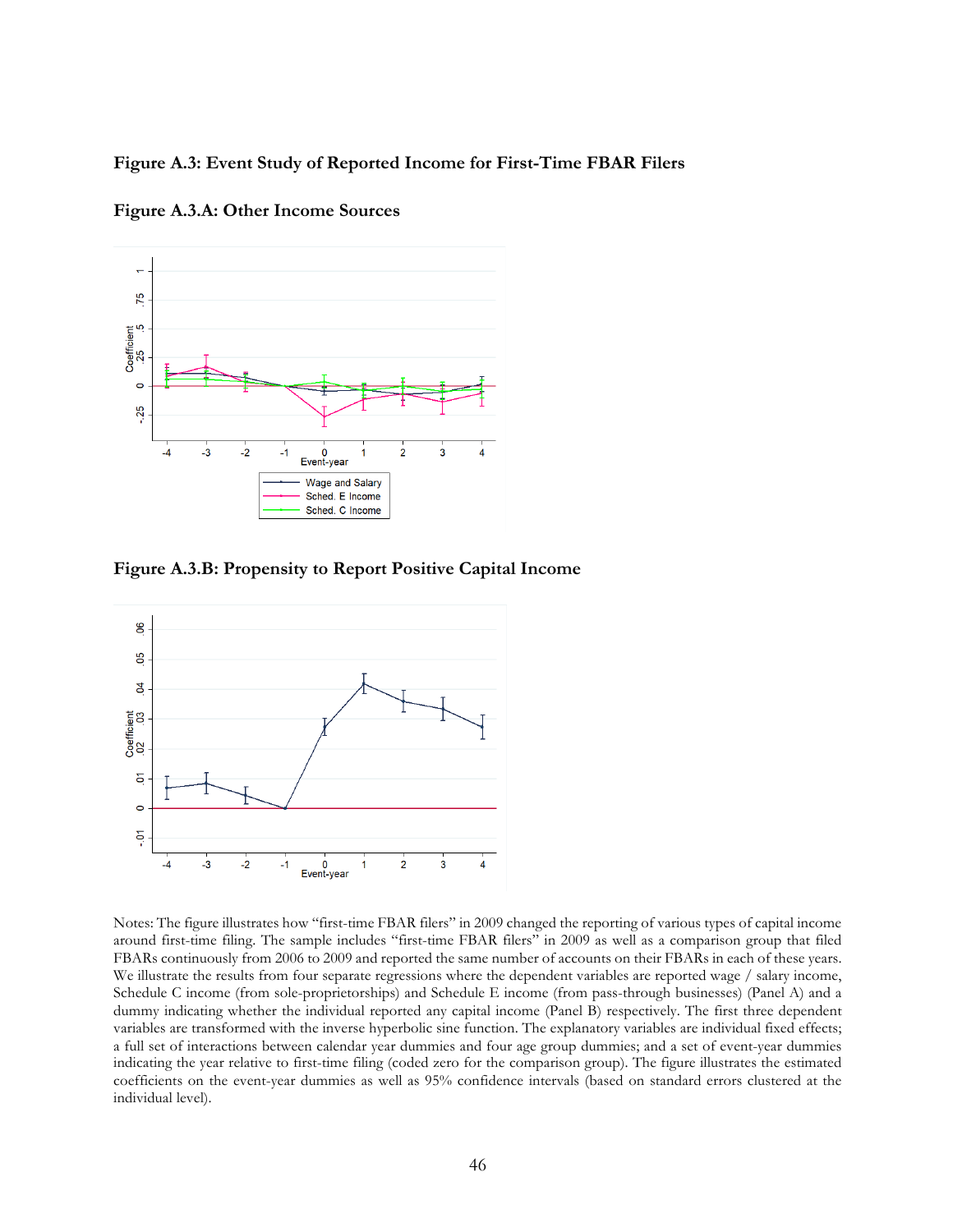**Figure A.3: Event Study of Reported Income for First-Time FBAR Filers**

**Figure A.3.A: Other Income Sources**

**Figure A.3.B: Propensity to Report Positive Capital Income**

Notes: The figure illustrates how "first-time FBAR filers" in 2009 changed the reporting of various types of capital income around first-time filing. The sample includes "first-time FBAR filers" in 2009 as well as a comparison group that filed FBARs continuously from 2006 to 2009 and reported the same number of accounts on their FBARs in each of these years. We illustrate the results from four separate regressions where the dependent variables are reported wage / salary income, Schedule C income (from sole-proprietorships) and Schedule E income (from pass-through businesses) (Panel A) and a dummy indicating whether the individual reported any capital income (Panel B) respectively. The first three dependent variables are transformed with the inverse hyperbolic sine function. The explanatory variables are individual fixed effects; a full set of interactions between calendar year dummies and four age group dummies; and a set of event-year dummies indicating the year relative to first-time filing (coded zero for the comparison group). The figure illustrates the estimated coefficients on the event-year dummies as well as 95% confidence intervals (based on standard errors clustered at the individual level).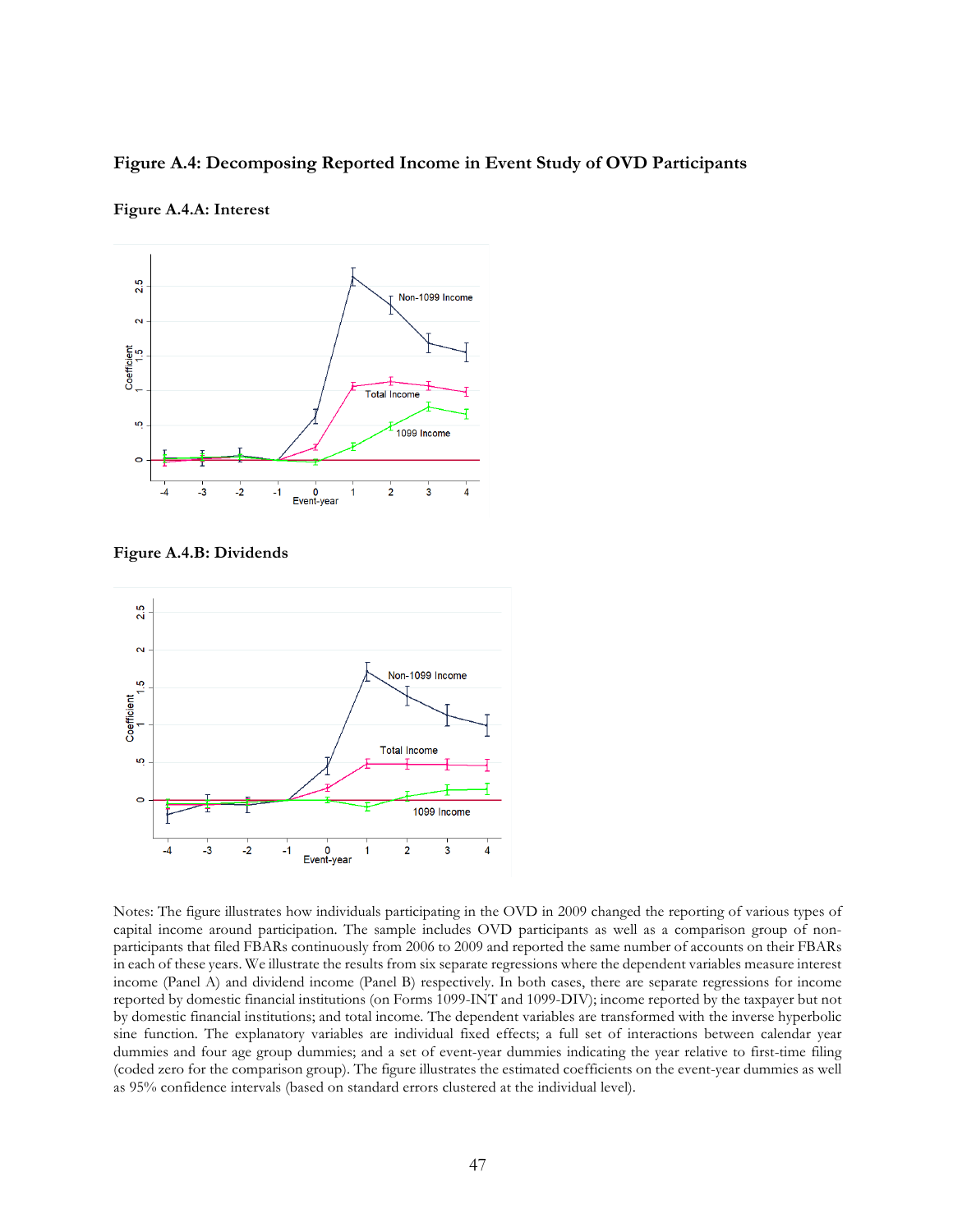**Figure A.4: Decomposing Reported Income in Event Study of OVD Participants**

**Figure A.4.A: Interest**

**Figure A.4.B: Dividends**

Notes: The figure illustrates how individuals participating in the OVD in 2009 changed the reporting of various types of capital income around participation. The sample includes OVD participants as well as a comparison group of non-participants that filed FBARs continuously from 2006 to 2009 and reported the same number of accounts on their FBARs in each of these years. We illustrate the results from six separate regressions where the dependent variables measure interest income (Panel A) and dividend income (Panel B) respectively. In both cases, there are separate regressions for income reported by domestic financial institutions (on Forms 1099-INT and 1099-DIV); income reported by the taxpayer but not by domestic financial institutions; and total income. The dependent variables are transformed with the inverse hyperbolic sine function. The explanatory variables are individual fixed effects; a full set of interactions between calendar year dummies and four age group dummies; and a set of event-year dummies indicating the year relative to first-time filing (coded zero for the comparison group). The figure illustrates the estimated coefficients on the event-year dummies as well as 95% confidence intervals (based on standard errors clustered at the individual level).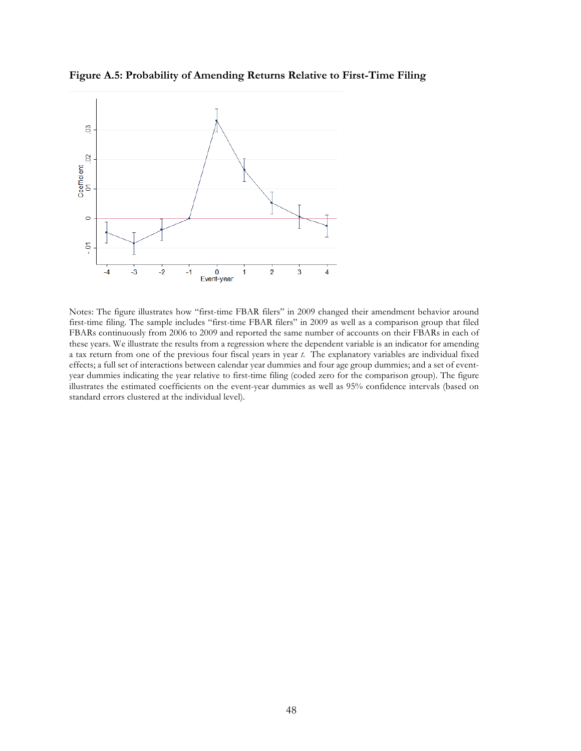**Figure A.5: Probability of Amending Returns Relative to First-Time Filing**

Notes: The figure illustrates how "first-time FBAR filers" in 2009 changed their amendment behavior around first-time filing. The sample includes "first-time FBAR filers" in 2009 as well as a comparison group that filed FBARs continuously from 2006 to 2009 and reported the same number of accounts on their FBARs in each of these years. We illustrate the results from a regression where the dependent variable is an indicator for amending a tax return from one of the previous four fiscal years in year *t*. The explanatory variables are individual fixed effects; a full set of interactions between calendar year dummies and four age group dummies; and a set of event-year dummies indicating the year relative to first-time filing (coded zero for the comparison group). The figure illustrates the estimated coefficients on the event-year dummies as well as 95% confidence intervals (based on standard errors clustered at the individual level).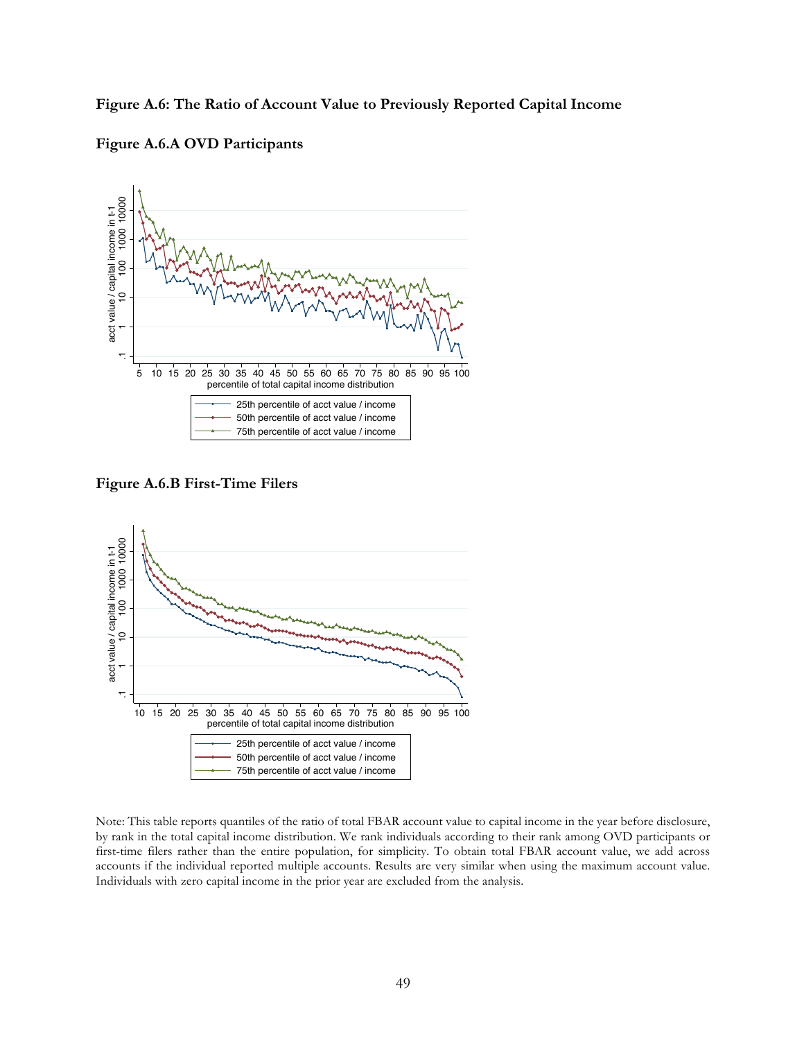**Figure A.6: The Ratio of Account Value to Previously Reported Capital Income**

**Figure A.6.A OVD Participants**

**Figure A.6.B First-Time Filers**

Note: This table reports quantiles of the ratio of total FBAR account value to capital income in the year before disclosure, by rank in the total capital income distribution. We rank individuals according to their rank among OVD participants or first-time filers rather than the entire population, for simplicity. To obtain total FBAR account value, we add across accounts if the individual reported multiple accounts. Results are very similar when using the maximum account value. Individuals with zero capital income in the prior year are excluded from the analysis.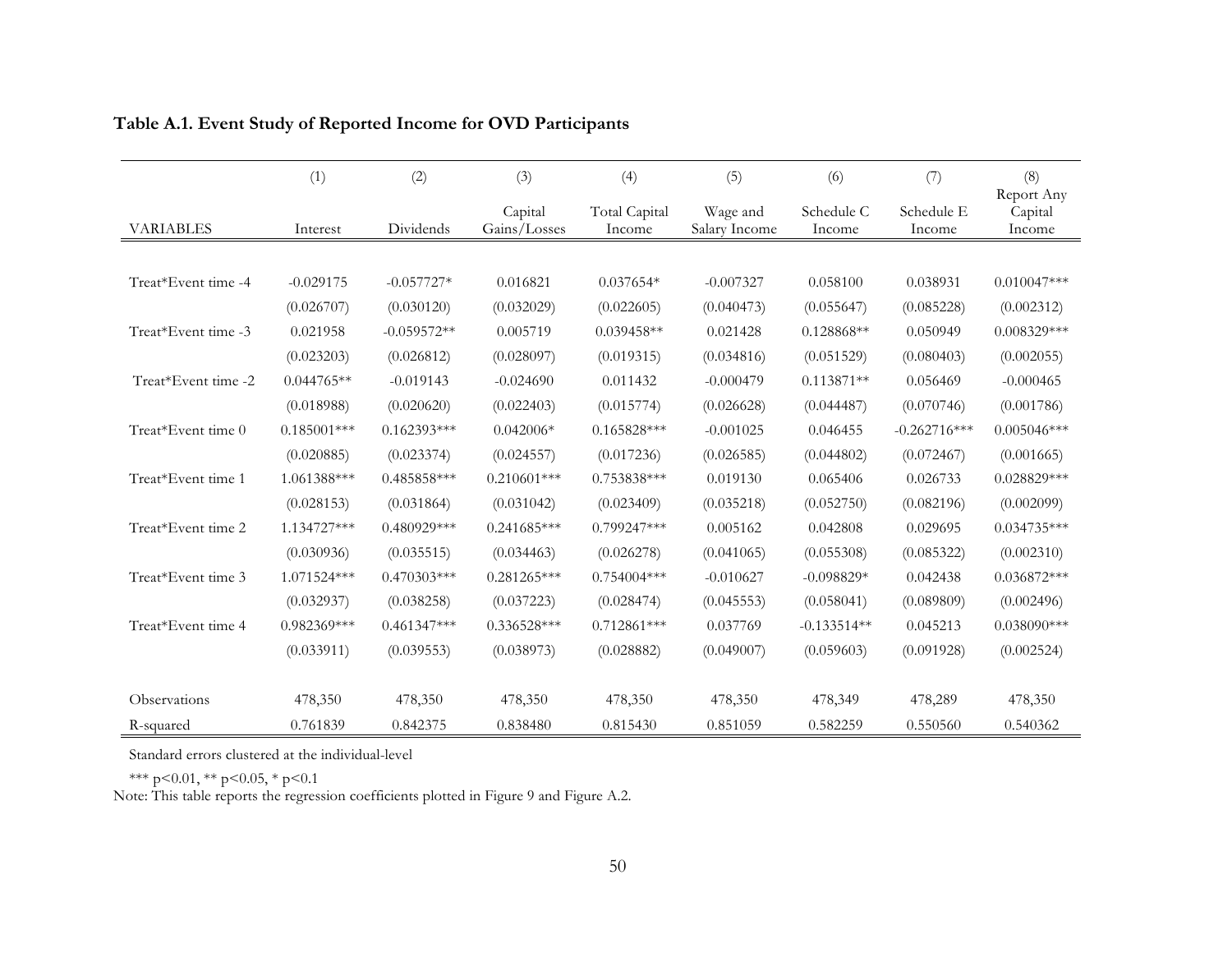**Table A.1. Event Study of Reported Income for OVD Participants**

| VARIABLES | (1) Interest | (2) Dividends | (3) Capital Gains/Losses | (4) Total Capital Income | (5) Wage and Salary Income | (6) Schedule C Income | (7) Schedule E Income | (8) Report Any Capital Income |
|---|---|---|---|---|---|---|---|---|
| Treat*Event time -4 | -0.029175 | -0.057727* | 0.016821 | 0.037654* | -0.007327 | 0.058100 | 0.038931 | 0.010047*** |
| | (0.026707) | (0.030120) | (0.032029) | (0.022605) | (0.040473) | (0.055647) | (0.085228) | (0.002312) |
| Treat*Event time -3 | 0.021958 | -0.059572** | 0.005719 | 0.039458** | 0.021428 | 0.128868** | 0.050949 | 0.008329*** |
| | (0.023203) | (0.026812) | (0.028097) | (0.019315) | (0.034816) | (0.051529) | (0.080403) | (0.002055) |
| Treat*Event time -2 | 0.044765** | -0.019143 | -0.024690 | 0.011432 | -0.000479 | 0.113871** | 0.056469 | -0.000465 |
| | (0.018988) | (0.020620) | (0.022403) | (0.015774) | (0.026628) | (0.044487) | (0.070746) | (0.001786) |
| Treat*Event time 0 | 0.185001*** | 0.162393*** | 0.042006* | 0.165828*** | -0.001025 | 0.046455 | -0.262716*** | 0.005046*** |
| | (0.020885) | (0.023374) | (0.024557) | (0.017236) | (0.026585) | (0.044802) | (0.072467) | (0.001665) |
| Treat*Event time 1 | 1.061388*** | 0.485858*** | 0.210601*** | 0.753838*** | 0.019130 | 0.065406 | 0.026733 | 0.028829*** |
| | (0.028153) | (0.031864) | (0.031042) | (0.023409) | (0.035218) | (0.052750) | (0.082196) | (0.002099) |
| Treat*Event time 2 | 1.134727*** | 0.480929*** | 0.241685*** | 0.799247*** | 0.005162 | 0.042808 | 0.029695 | 0.034735*** |
| | (0.030936) | (0.035515) | (0.034463) | (0.026278) | (0.041065) | (0.055308) | (0.085322) | (0.002310) |
| Treat*Event time 3 | 1.071524*** | 0.470303*** | 0.281265*** | 0.754004*** | -0.010627 | -0.098829* | 0.042438 | 0.036872*** |
| | (0.032937) | (0.038258) | (0.037223) | (0.028474) | (0.045553) | (0.058041) | (0.089809) | (0.002496) |
| Treat*Event time 4 | 0.982369*** | 0.461347*** | 0.336528*** | 0.712861*** | 0.037769 | -0.133514** | 0.045213 | 0.038090*** |
| | (0.033911) | (0.039553) | (0.038973) | (0.028882) | (0.049007) | (0.059603) | (0.091928) | (0.002524) |
| Observations | 478,350 | 478,350 | 478,350 | 478,350 | 478,350 | 478,349 | 478,289 | 478,350 |
| R-squared | 0.761839 | 0.842375 | 0.838480 | 0.815430 | 0.851059 | 0.582259 | 0.550560 | 0.540362 |

Standard errors clustered at the individual-level

*** p<0.01, ** p<0.05, * p<0.1

Note: This table reports the regression coefficients plotted in Figure 9 and Figure A.2.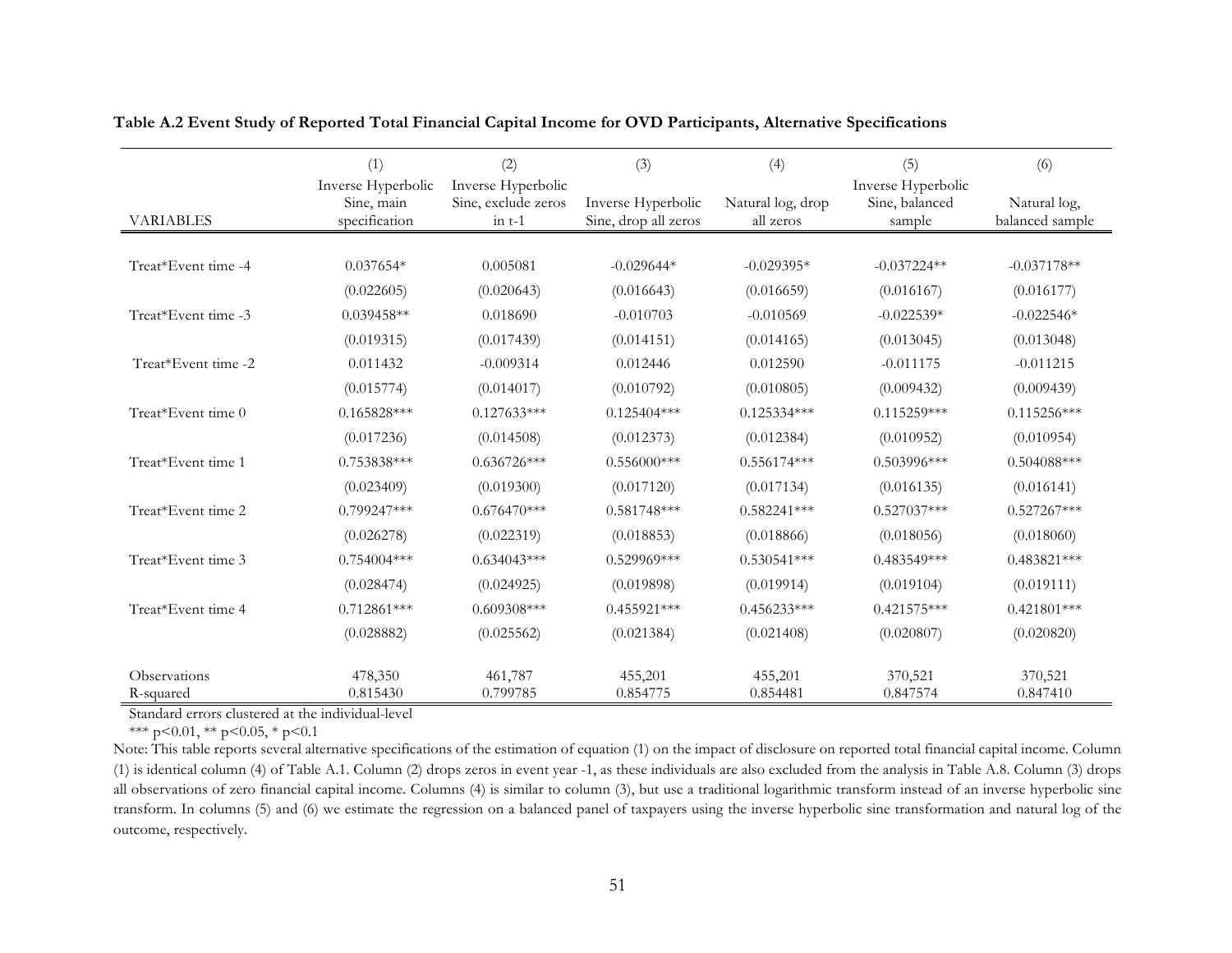**Table A.2 Event Study of Reported Total Financial Capital Income for OVD Participants, Alternative Specifications**

| | (1) | (2) | (3) | (4) | (5) | (6) |
|---|---|---|---|---|---|---|
| VARIABLES | Inverse Hyperbolic Sine, main specification | Inverse Hyperbolic Sine, exclude zeros in t-1 | Inverse Hyperbolic Sine, drop all zeros | Natural log, drop all zeros | Inverse Hyperbolic Sine, balanced sample | Natural log, balanced sample |
| Treat*Event time -4 | 0.037654* | 0.005081 | -0.029644* | -0.029395* | -0.037224** | -0.037178** |
| | (0.022605) | (0.020643) | (0.016643) | (0.016659) | (0.016167) | (0.016177) |
| Treat*Event time -3 | 0.039458** | 0.018690 | -0.010703 | -0.010569 | -0.022539* | -0.022546* |
| | (0.019315) | (0.017439) | (0.014151) | (0.014165) | (0.013045) | (0.013048) |
| Treat*Event time -2 | 0.011432 | -0.009314 | 0.012446 | 0.012590 | -0.011175 | -0.011215 |
| | (0.015774) | (0.014017) | (0.010792) | (0.010805) | (0.009432) | (0.009439) |
| Treat*Event time 0 | 0.165828*** | 0.127633*** | 0.125404*** | 0.125334*** | 0.115259*** | 0.115256*** |
| | (0.017236) | (0.014508) | (0.012373) | (0.012384) | (0.010952) | (0.010954) |
| Treat*Event time 1 | 0.753838*** | 0.636726*** | 0.556000*** | 0.556174*** | 0.503996*** | 0.504088*** |
| | (0.023409) | (0.019300) | (0.017120) | (0.017134) | (0.016135) | (0.016141) |
| Treat*Event time 2 | 0.799247*** | 0.676470*** | 0.581748*** | 0.582241*** | 0.527037*** | 0.527267*** |
| | (0.026278) | (0.022319) | (0.018853) | (0.018866) | (0.018056) | (0.018060) |
| Treat*Event time 3 | 0.754004*** | 0.634043*** | 0.529969*** | 0.530541*** | 0.483549*** | 0.483821*** |
| | (0.028474) | (0.024925) | (0.019898) | (0.019914) | (0.019104) | (0.019111) |
| Treat*Event time 4 | 0.712861*** | 0.609308*** | 0.455921*** | 0.456233*** | 0.421575*** | 0.421801*** |
| | (0.028882) | (0.025562) | (0.021384) | (0.021408) | (0.020807) | (0.020820) |
| Observations | 478,350 | 461,787 | 455,201 | 455,201 | 370,521 | 370,521 |
| R-squared | 0.815430 | 0.799785 | 0.854775 | 0.854481 | 0.847574 | 0.847410 |

Standard errors clustered at the individual-level

*** p<0.01, ** p<0.05, * p<0.1

Note: This table reports several alternative specifications of the estimation of equation (1) on the impact of disclosure on reported total financial capital income. Column (1) is identical column (4) of Table A.1. Column (2) drops zeros in event year -1, as these individuals are also excluded from the analysis in Table A.8. Column (3) drops all observations of zero financial capital income. Columns (4) is similar to column (3), but use a traditional logarithmic transform instead of an inverse hyperbolic sine transform. In columns (5) and (6) we estimate the regression on a balanced panel of taxpayers using the inverse hyperbolic sine transformation and natural log of the outcome, respectively.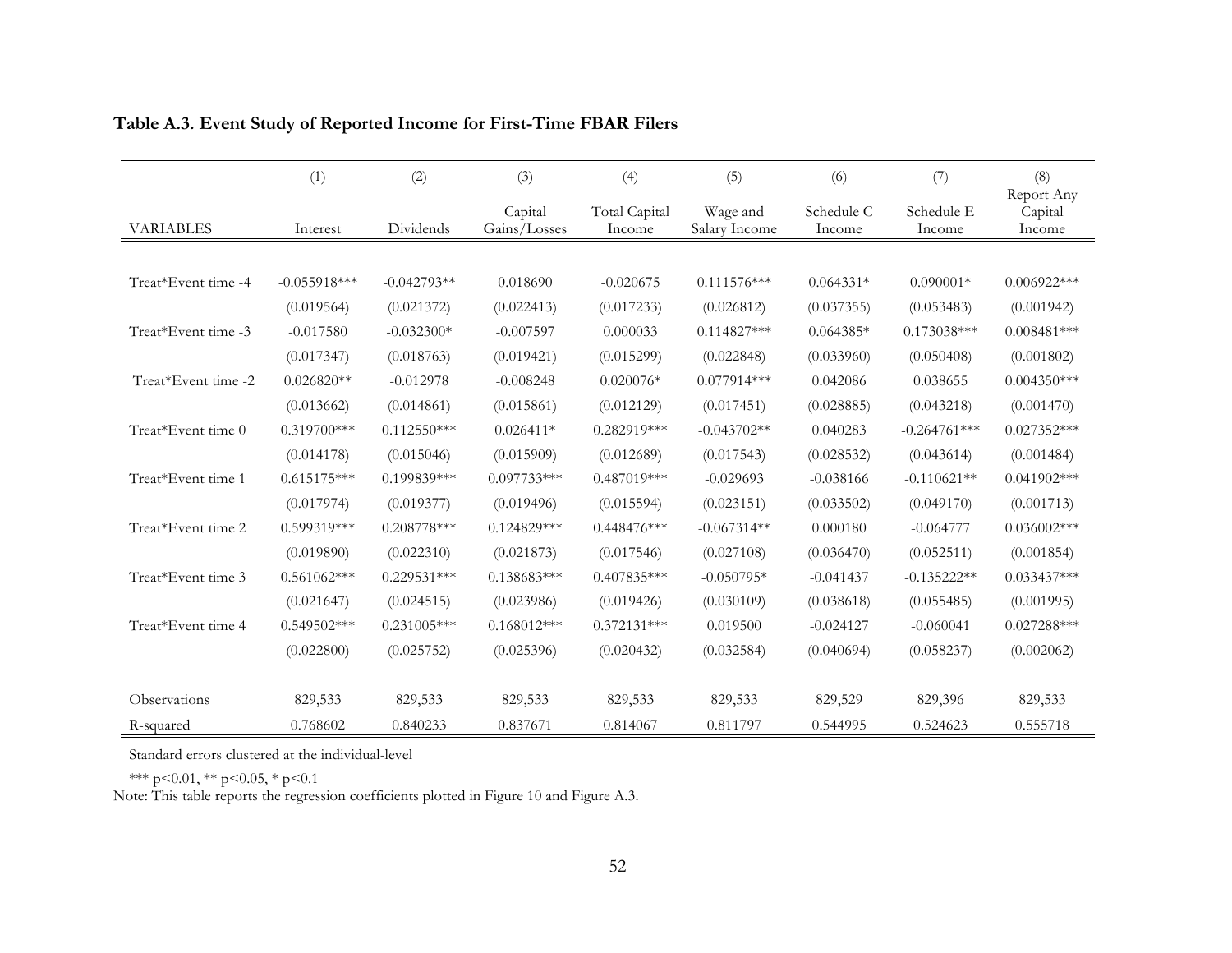**Table A.3. Event Study of Reported Income for First-Time FBAR Filers**

| | (1) | (2) | (3) | (4) | (5) | (6) | (7) | (8) |
|---|---|---|---|---|---|---|---|---|
| VARIABLES | Interest | Dividends | Capital Gains/Losses | Total Capital Income | Wage and Salary Income | Schedule C Income | Schedule E Income | Report Any Capital Income |
| Treat*Event time -4 | -0.055918*** | -0.042793** | 0.018690 | -0.020675 | 0.111576*** | 0.064331* | 0.090001* | 0.006922*** |
| | (0.019564) | (0.021372) | (0.022413) | (0.017233) | (0.026812) | (0.037355) | (0.053483) | (0.001942) |
| Treat*Event time -3 | -0.017580 | -0.032300* | -0.007597 | 0.000033 | 0.114827*** | 0.064385* | 0.173038*** | 0.008481*** |
| | (0.017347) | (0.018763) | (0.019421) | (0.015299) | (0.022848) | (0.033960) | (0.050408) | (0.001802) |
| Treat*Event time -2 | 0.026820** | -0.012978 | -0.008248 | 0.020076* | 0.077914*** | 0.042086 | 0.038655 | 0.004350*** |
| | (0.013662) | (0.014861) | (0.015861) | (0.012129) | (0.017451) | (0.028885) | (0.043218) | (0.001470) |
| Treat*Event time 0 | 0.319700*** | 0.112550*** | 0.026411* | 0.282919*** | -0.043702** | 0.040283 | -0.264761*** | 0.027352*** |
| | (0.014178) | (0.015046) | (0.015909) | (0.012689) | (0.017543) | (0.028532) | (0.043614) | (0.001484) |
| Treat*Event time 1 | 0.615175*** | 0.199839*** | 0.097733*** | 0.487019*** | -0.029693 | -0.038166 | -0.110621** | 0.041902*** |
| | (0.017974) | (0.019377) | (0.019496) | (0.015594) | (0.023151) | (0.033502) | (0.049170) | (0.001713) |
| Treat*Event time 2 | 0.599319*** | 0.208778*** | 0.124829*** | 0.448476*** | -0.067314** | 0.000180 | -0.064777 | 0.036002*** |
| | (0.019890) | (0.022310) | (0.021873) | (0.017546) | (0.027108) | (0.036470) | (0.052511) | (0.001854) |
| Treat*Event time 3 | 0.561062*** | 0.229531*** | 0.138683*** | 0.407835*** | -0.050795* | -0.041437 | -0.135222** | 0.033437*** |
| | (0.021647) | (0.024515) | (0.023986) | (0.019426) | (0.030109) | (0.038618) | (0.055485) | (0.001995) |
| Treat*Event time 4 | 0.549502*** | 0.231005*** | 0.168012*** | 0.372131*** | 0.019500 | -0.024127 | -0.060041 | 0.027288*** |
| | (0.022800) | (0.025752) | (0.025396) | (0.020432) | (0.032584) | (0.040694) | (0.058237) | (0.002062) |
| Observations | 829,533 | 829,533 | 829,533 | 829,533 | 829,533 | 829,529 | 829,396 | 829,533 |
| R-squared | 0.768602 | 0.840233 | 0.837671 | 0.814067 | 0.811797 | 0.544995 | 0.524623 | 0.555718 |

Standard errors clustered at the individual-level

*** $p<0.01$, ** $p<0.05$, * $p<0.1$

Note: This table reports the regression coefficients plotted in Figure 10 and Figure A.3.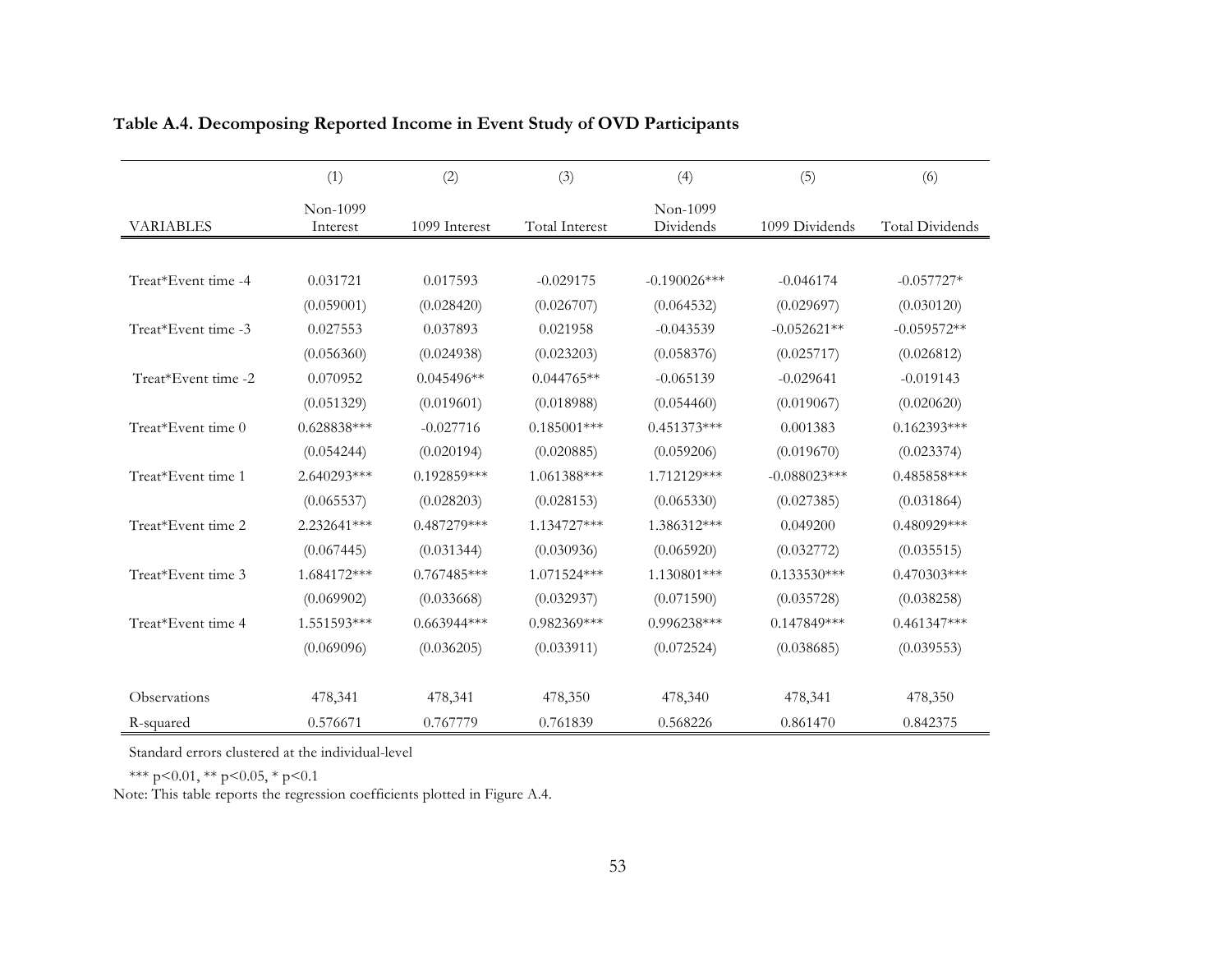**Table A.4. Decomposing Reported Income in Event Study of OVD Participants**

| VARIABLES | (1)<br>Non-1099 Interest | (2)<br>1099 Interest | (3)<br>Total Interest | (4)<br>Non-1099 Dividends | (5)<br>1099 Dividends | (6)<br>Total Dividends |
|---|---|---|---|---|---|---|
| Treat*Event time -4 | 0.031721 | 0.017593 | -0.029175 | -0.190026*** | -0.046174 | -0.057727* |
| | (0.059001) | (0.028420) | (0.026707) | (0.064532) | (0.029697) | (0.030120) |
| Treat*Event time -3 | 0.027553 | 0.037893 | 0.021958 | -0.043539 | -0.052621** | -0.059572** |
| | (0.056360) | (0.024938) | (0.023203) | (0.058376) | (0.025717) | (0.026812) |
| Treat*Event time -2 | 0.070952 | 0.045496** | 0.044765** | -0.065139 | -0.029641 | -0.019143 |
| | (0.051329) | (0.019601) | (0.018988) | (0.054460) | (0.019067) | (0.020620) |
| Treat*Event time 0 | 0.628838*** | -0.027716 | 0.185001*** | 0.451373*** | 0.001383 | 0.162393*** |
| | (0.054244) | (0.020194) | (0.020885) | (0.059206) | (0.019670) | (0.023374) |
| Treat*Event time 1 | 2.640293*** | 0.192859*** | 1.061388*** | 1.712129*** | -0.088023*** | 0.485858*** |
| | (0.065537) | (0.028203) | (0.028153) | (0.065330) | (0.027385) | (0.031864) |
| Treat*Event time 2 | 2.232641*** | 0.487279*** | 1.134727*** | 1.386312*** | 0.049200 | 0.480929*** |
| | (0.067445) | (0.031344) | (0.030936) | (0.065920) | (0.032772) | (0.035515) |
| Treat*Event time 3 | 1.684172*** | 0.767485*** | 1.071524*** | 1.130801*** | 0.133530*** | 0.470303*** |
| | (0.069902) | (0.033668) | (0.032937) | (0.071590) | (0.035728) | (0.038258) |
| Treat*Event time 4 | 1.551593*** | 0.663944*** | 0.982369*** | 0.996238*** | 0.147849*** | 0.461347*** |
| | (0.069096) | (0.036205) | (0.033911) | (0.072524) | (0.038685) | (0.039553) |
| Observations | 478,341 | 478,341 | 478,350 | 478,340 | 478,341 | 478,350 |
| R-squared | 0.576671 | 0.767779 | 0.761839 | 0.568226 | 0.861470 | 0.842375 |

Standard errors clustered at the individual-level

*** p<0.01, ** p<0.05, * p<0.1

Note: This table reports the regression coefficients plotted in Figure A.4.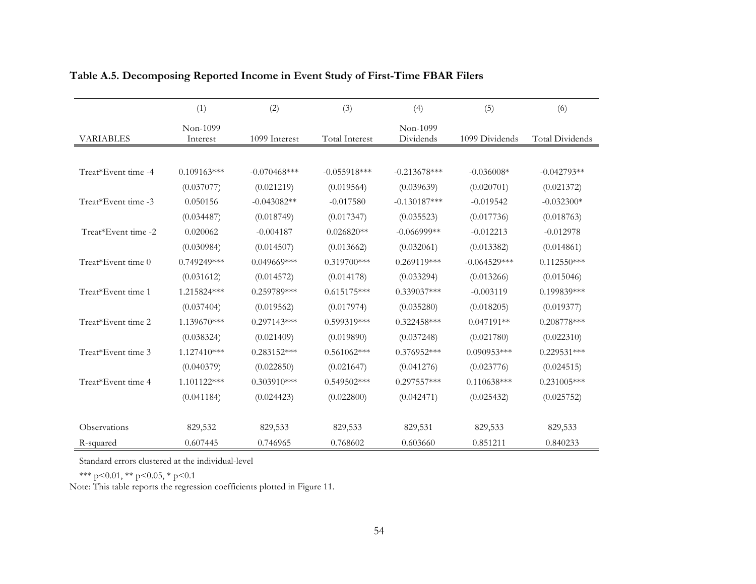**Table A.5. Decomposing Reported Income in Event Study of First-Time FBAR Filers**

| VARIABLES | (1) Non-1099 Interest | (2) 1099 Interest | (3) Total Interest | (4) Non-1099 Dividends | (5) 1099 Dividends | (6) Total Dividends |
|---|---|---|---|---|---|---|
| Treat*Event time -4 | 0.109163*** | -0.070468*** | -0.055918*** | -0.213678*** | -0.036008* | -0.042793** |
| | (0.037077) | (0.021219) | (0.019564) | (0.039639) | (0.020701) | (0.021372) |
| Treat*Event time -3 | 0.050156 | -0.043082** | -0.017580 | -0.130187*** | -0.019542 | -0.032300* |
| | (0.034487) | (0.018749) | (0.017347) | (0.035523) | (0.017736) | (0.018763) |
| Treat*Event time -2 | 0.020062 | -0.004187 | 0.026820** | -0.066999** | -0.012213 | -0.012978 |
| | (0.030984) | (0.014507) | (0.013662) | (0.032061) | (0.013382) | (0.014861) |
| Treat*Event time 0 | 0.749249*** | 0.049669*** | 0.319700*** | 0.269119*** | -0.064529*** | 0.112550*** |
| | (0.031612) | (0.014572) | (0.014178) | (0.033294) | (0.013266) | (0.015046) |
| Treat*Event time 1 | 1.215824*** | 0.259789*** | 0.615175*** | 0.339037*** | -0.003119 | 0.199839*** |
| | (0.037404) | (0.019562) | (0.017974) | (0.035280) | (0.018205) | (0.019377) |
| Treat*Event time 2 | 1.139670*** | 0.297143*** | 0.599319*** | 0.322458*** | 0.047191** | 0.208778*** |
| | (0.038324) | (0.021409) | (0.019890) | (0.037248) | (0.021780) | (0.022310) |
| Treat*Event time 3 | 1.127410*** | 0.283152*** | 0.561062*** | 0.376952*** | 0.090953*** | 0.229531*** |
| | (0.040379) | (0.022850) | (0.021647) | (0.041276) | (0.023776) | (0.024515) |
| Treat*Event time 4 | 1.101122*** | 0.303910*** | 0.549502*** | 0.297557*** | 0.110638*** | 0.231005*** |
| | (0.041184) | (0.024423) | (0.022800) | (0.042471) | (0.025432) | (0.025752) |
| Observations | 829,532 | 829,533 | 829,533 | 829,531 | 829,533 | 829,533 |
| R-squared | 0.607445 | 0.746965 | 0.768602 | 0.603660 | 0.851211 | 0.840233 |

Standard errors clustered at the individual-level

*** $p<0.01$, ** $p<0.05$, * $p<0.1$

Note: This table reports the regression coefficients plotted in Figure 11.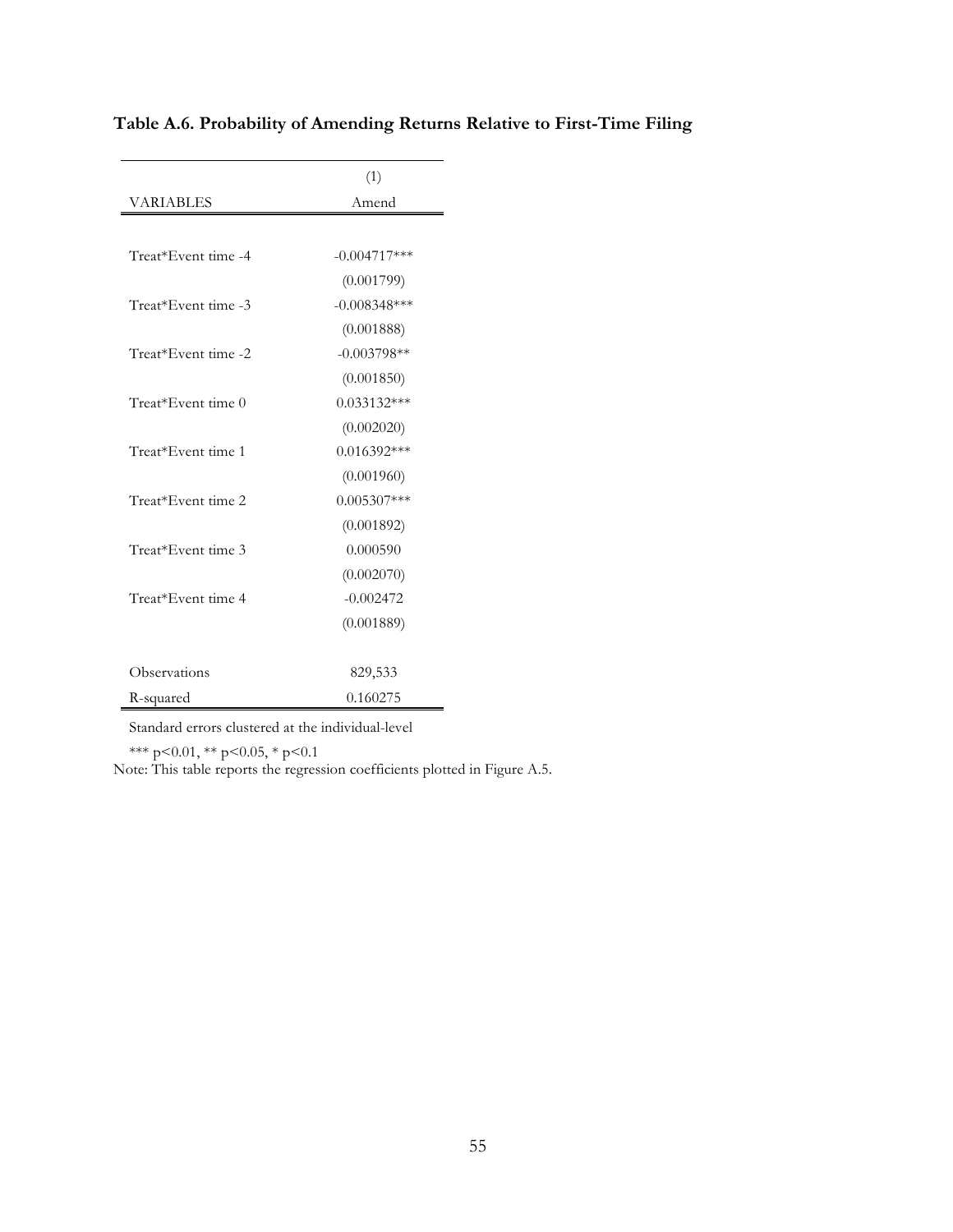**Table A.6. Probability of Amending Returns Relative to First-Time Filing**

| | (1) |
|---|---|
| VARIABLES | Amend |
| | |
| Treat*Event time -4 | -0.004717*** |
| | (0.001799) |
| Treat*Event time -3 | -0.008348*** |
| | (0.001888) |
| Treat*Event time -2 | -0.003798** |
| | (0.001850) |
| Treat*Event time 0 | 0.033132*** |
| | (0.002020) |
| Treat*Event time 1 | 0.016392*** |
| | (0.001960) |
| Treat*Event time 2 | 0.005307*** |
| | (0.001892) |
| Treat*Event time 3 | 0.000590 |
| | (0.002070) |
| Treat*Event time 4 | -0.002472 |
| | (0.001889) |
| | |
| Observations | 829,533 |
| R-squared | 0.160275 |

Standard errors clustered at the individual-level

*** $p<0.01$, ** $p<0.05$, * $p<0.1$

Note: This table reports the regression coefficients plotted in Figure A.5.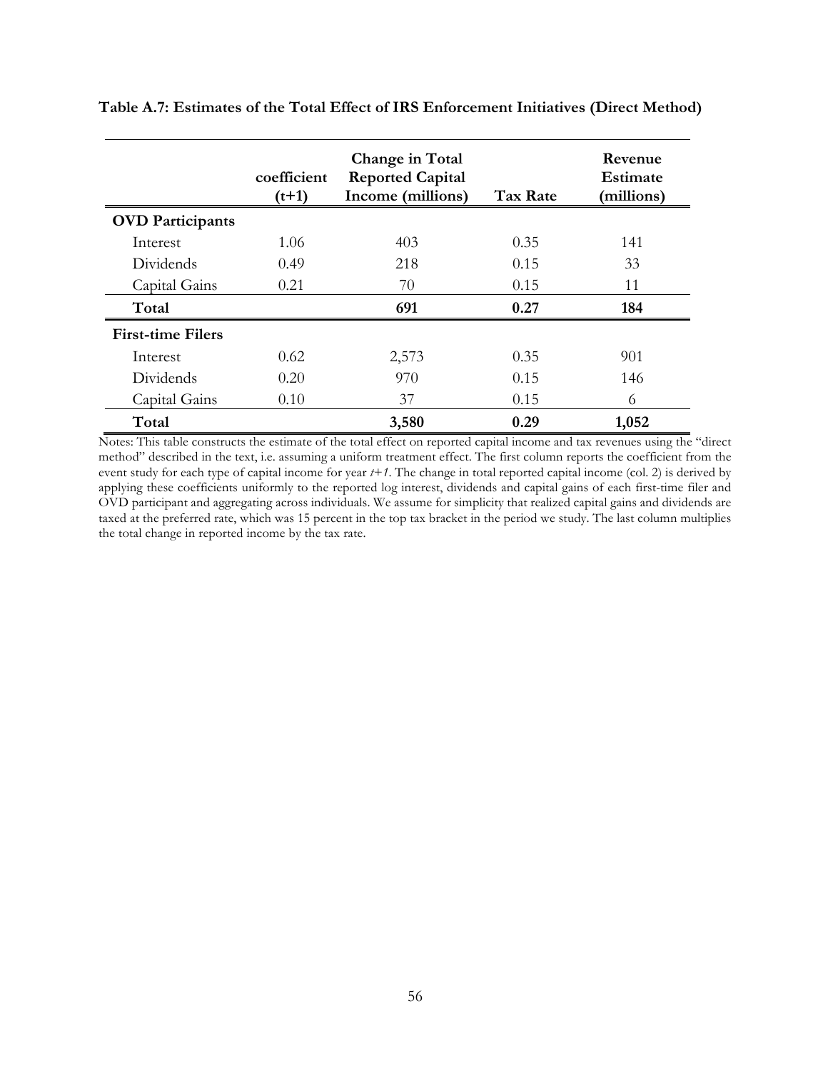**Table A.7: Estimates of the Total Effect of IRS Enforcement Initiatives (Direct Method)**

| | coefficient (t+1) | Change in Total Reported Capital Income (millions) | Tax Rate | Revenue Estimate (millions) |
|---|---|---|---|---|
| **OVD Participants** | | | | |
| Interest | 1.06 | 403 | 0.35 | 141 |
| Dividends | 0.49 | 218 | 0.15 | 33 |
| Capital Gains | 0.21 | 70 | 0.15 | 11 |
| **Total** | | **691** | **0.27** | **184** |
| **First-time Filers** | | | | |
| Interest | 0.62 | 2,573 | 0.35 | 901 |
| Dividends | 0.20 | 970 | 0.15 | 146 |
| Capital Gains | 0.10 | 37 | 0.15 | 6 |
| **Total** | | **3,580** | **0.29** | **1,052** |

Notes: This table constructs the estimate of the total effect on reported capital income and tax revenues using the "direct method" described in the text, i.e. assuming a uniform treatment effect. The first column reports the coefficient from the event study for each type of capital income for year *t+1*. The change in total reported capital income (col. 2) is derived by applying these coefficients uniformly to the reported log interest, dividends and capital gains of each first-time filer and OVD participant and aggregating across individuals. We assume for simplicity that realized capital gains and dividends are taxed at the preferred rate, which was 15 percent in the top tax bracket in the period we study. The last column multiplies the total change in reported income by the tax rate.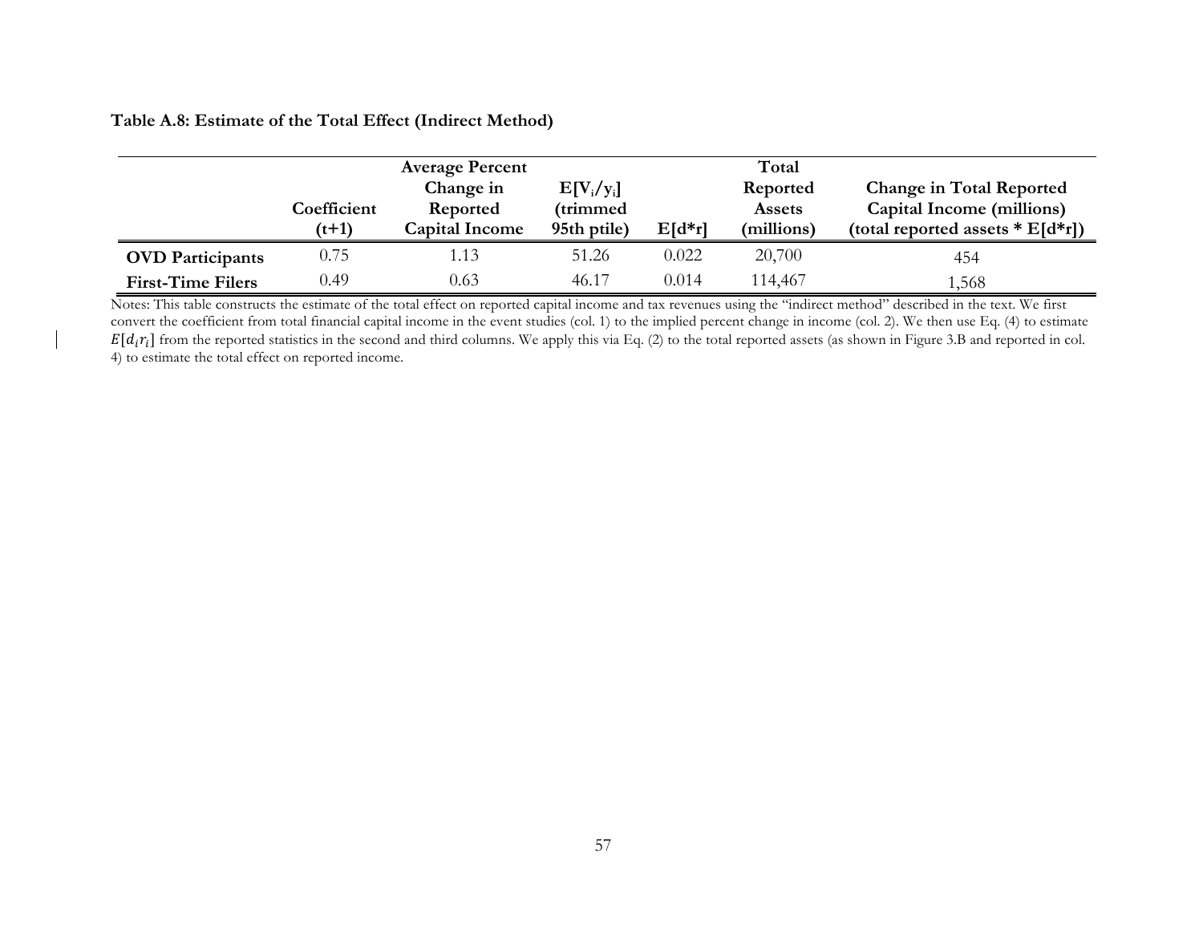**Table A.8: Estimate of the Total Effect (Indirect Method)**

| | Coefficient (t+1) | Average Percent Change in Reported Capital Income | $E[V_i/y_i]$ (trimmed 95th ptile) | E[d*r] | Total Reported Assets (millions) | Change in Total Reported Capital Income (millions) (total reported assets * E[d*r]) |
|---|---|---|---|---|---|---|
| **OVD Participants** | 0.75 | 1.13 | 51.26 | 0.022 | 20,700 | 454 |
| **First-Time Filers** | 0.49 | 0.63 | 46.17 | 0.014 | 114,467 | 1,568 |

Notes: This table constructs the estimate of the total effect on reported capital income and tax revenues using the "indirect method" described in the text. We first convert the coefficient from total financial capital income in the event studies (col. 1) to the implied percent change in income (col. 2). We then use Eq. (4) to estimate $E[d_i r_i]$ from the reported statistics in the second and third columns. We apply this via Eq. (2) to the total reported assets (as shown in Figure 3.B and reported in col. 4) to estimate the total effect on reported income.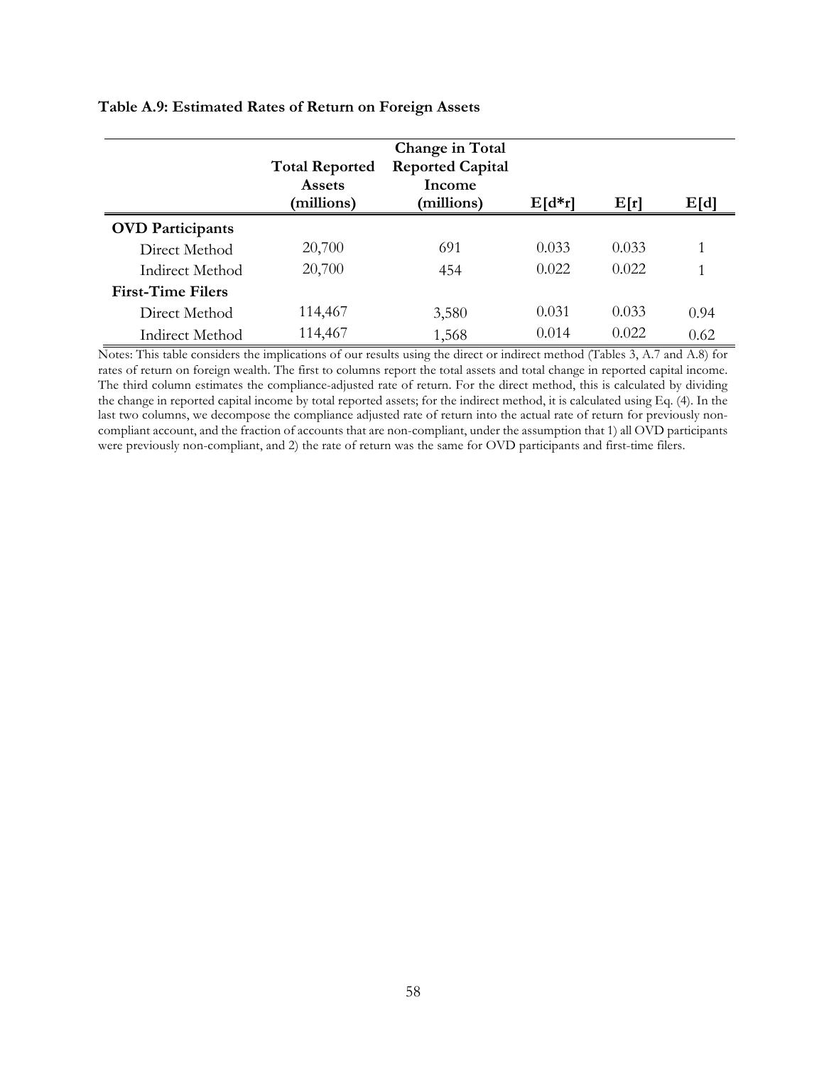**Table A.9: Estimated Rates of Return on Foreign Assets**

| | Total Reported Assets (millions) | Change in Total Reported Capital Income (millions) | E[d*r] | E[r] | E[d] |
|---|---|---|---|---|---|
| **OVD Participants** | | | | | |
| Direct Method | 20,700 | 691 | 0.033 | 0.033 | 1 |
| Indirect Method | 20,700 | 454 | 0.022 | 0.022 | 1 |
| **First-Time Filers** | | | | | |
| Direct Method | 114,467 | 3,580 | 0.031 | 0.033 | 0.94 |
| Indirect Method | 114,467 | 1,568 | 0.014 | 0.022 | 0.62 |

Notes: This table considers the implications of our results using the direct or indirect method (Tables 3, A.7 and A.8) for rates of return on foreign wealth. The first to columns report the total assets and total change in reported capital income. The third column estimates the compliance-adjusted rate of return. For the direct method, this is calculated by dividing the change in reported capital income by total reported assets; for the indirect method, it is calculated using Eq. (4). In the last two columns, we decompose the compliance adjusted rate of return into the actual rate of return for previously non-compliant account, and the fraction of accounts that are non-compliant, under the assumption that 1) all OVD participants were previously non-compliant, and 2) the rate of return was the same for OVD participants and first-time filers.